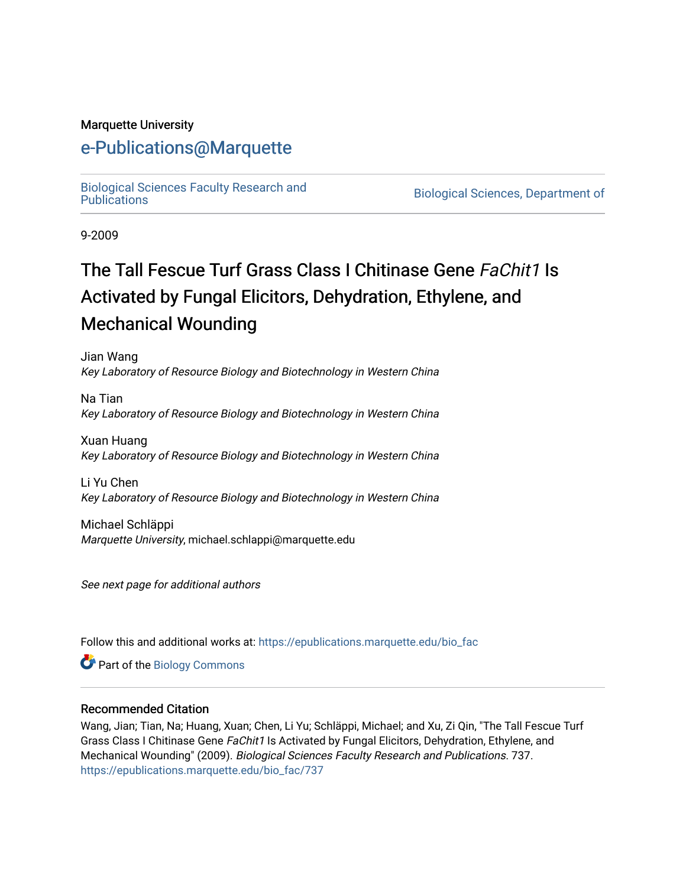Marquette University

# e-Publications@Marquette

Biological Sciences Faculty Research and Publications

Biological Sciences, Department of

9-2009

# The Tall Fescue Turf Grass Class I Chitinase Gene *FaChit1* Is Activated by Fungal Elicitors, Dehydration, Ethylene, and Mechanical Wounding

Jian Wang
*Key Laboratory of Resource Biology and Biotechnology in Western China*

Na Tian
*Key Laboratory of Resource Biology and Biotechnology in Western China*

Xuan Huang
*Key Laboratory of Resource Biology and Biotechnology in Western China*

Li Yu Chen
*Key Laboratory of Resource Biology and Biotechnology in Western China*

Michael Schläppi
*Marquette University*, michael.schlappi@marquette.edu

*See next page for additional authors*

Follow this and additional works at: https://epublications.marquette.edu/bio_fac

Part of the Biology Commons

## Recommended Citation

Wang, Jian; Tian, Na; Huang, Xuan; Chen, Li Yu; Schläppi, Michael; and Xu, Zi Qin, "The Tall Fescue Turf Grass Class I Chitinase Gene *FaChit1* Is Activated by Fungal Elicitors, Dehydration, Ethylene, and Mechanical Wounding" (2009). *Biological Sciences Faculty Research and Publications*. 737.
https://epublications.marquette.edu/bio_fac/737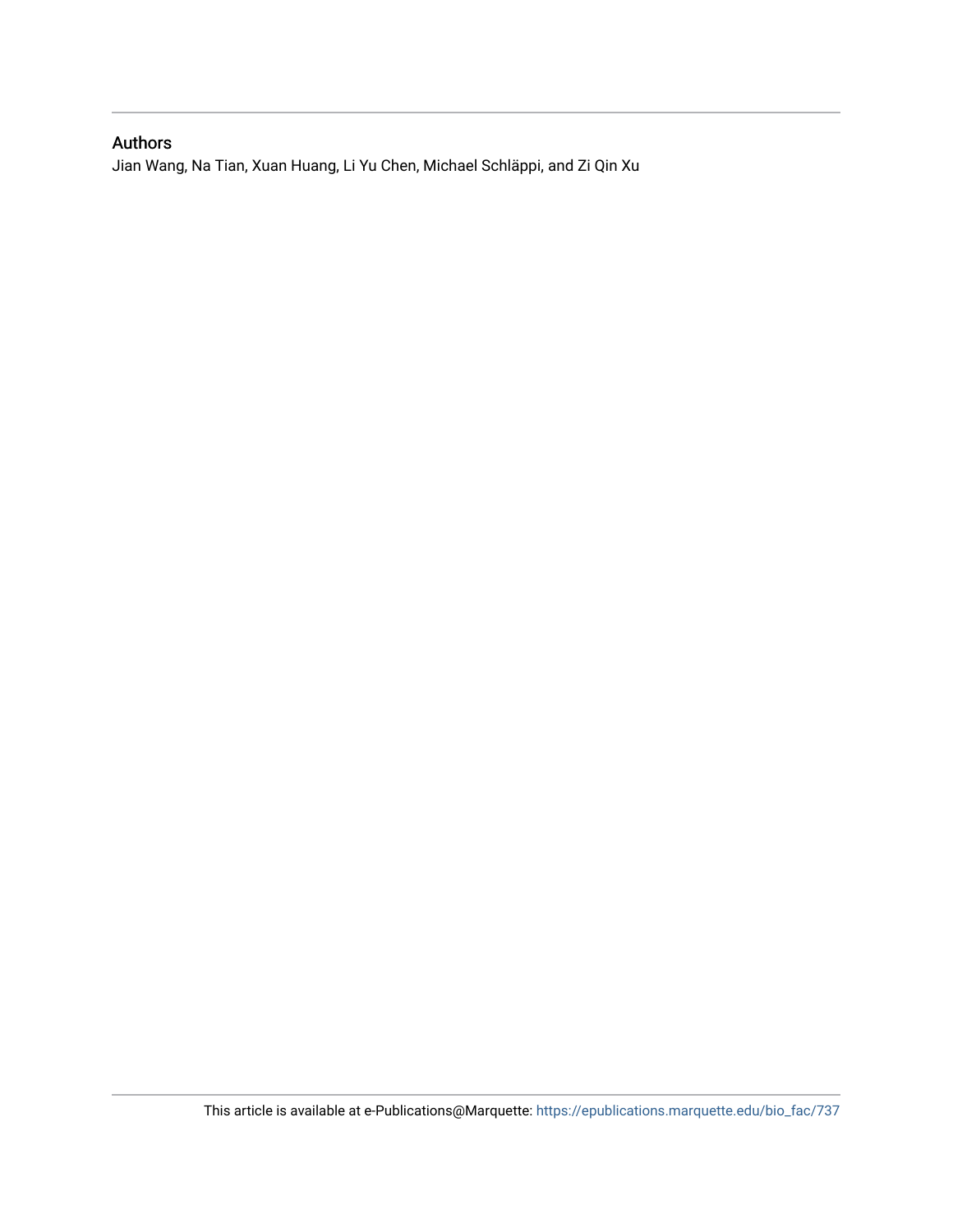## Authors

Jian Wang, Na Tian, Xuan Huang, Li Yu Chen, Michael Schläppi, and Zi Qin Xu

This article is available at e-Publications@Marquette: https://epublications.marquette.edu/bio_fac/737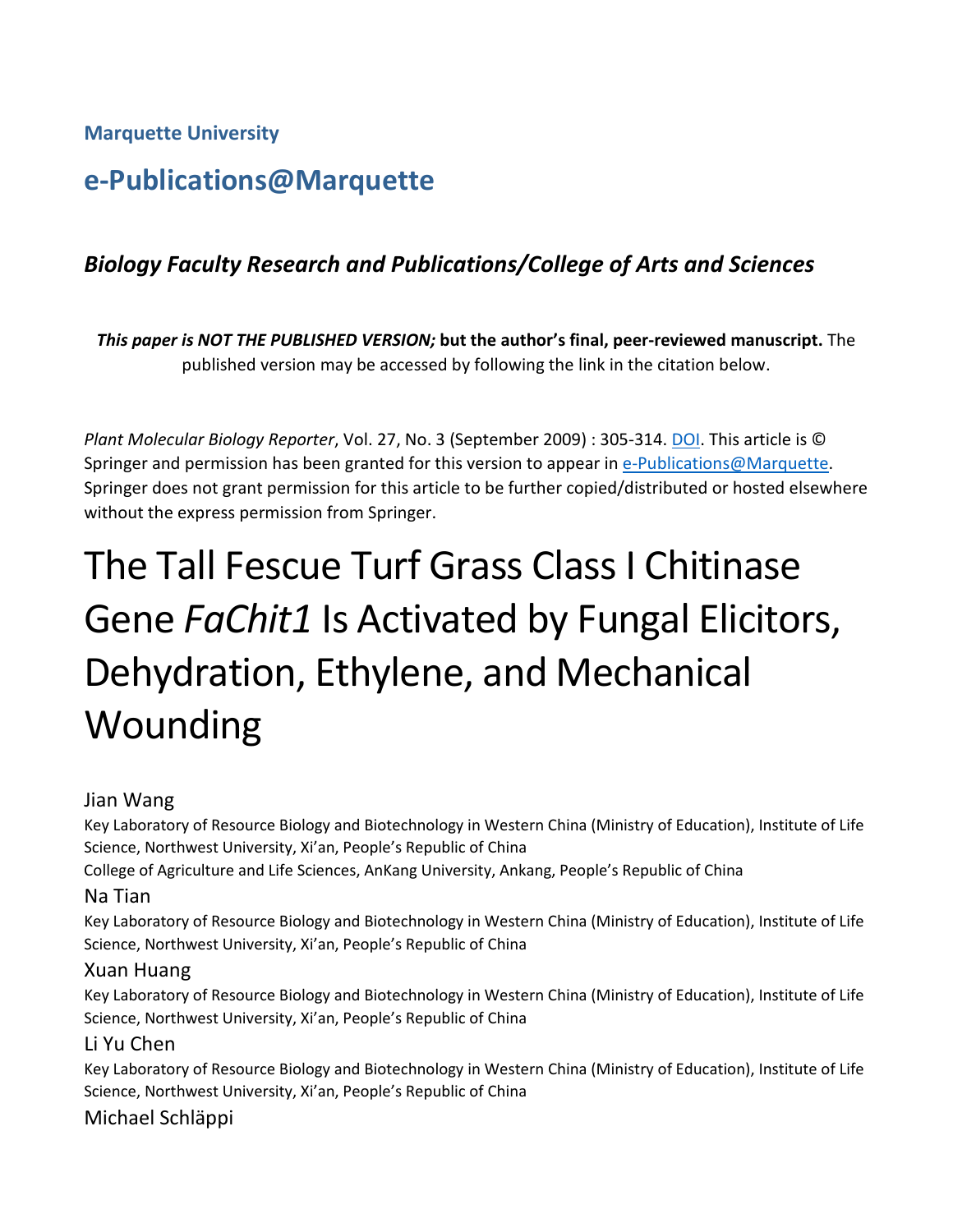**Marquette University**

## e-Publications@Marquette

### *Biology Faculty Research and Publications/College of Arts and Sciences*

***This paper is NOT THE PUBLISHED VERSION;* but the author's final, peer-reviewed manuscript.** The published version may be accessed by following the link in the citation below.

*Plant Molecular Biology Reporter*, Vol. 27, No. 3 (September 2009) : 305-314. DOI. This article is © Springer and permission has been granted for this version to appear in e-Publications@Marquette. Springer does not grant permission for this article to be further copied/distributed or hosted elsewhere without the express permission from Springer.

# The Tall Fescue Turf Grass Class I Chitinase Gene *FaChit1* Is Activated by Fungal Elicitors, Dehydration, Ethylene, and Mechanical Wounding

Jian Wang

Key Laboratory of Resource Biology and Biotechnology in Western China (Ministry of Education), Institute of Life Science, Northwest University, Xi'an, People's Republic of China

College of Agriculture and Life Sciences, AnKang University, Ankang, People's Republic of China

Na Tian

Key Laboratory of Resource Biology and Biotechnology in Western China (Ministry of Education), Institute of Life Science, Northwest University, Xi'an, People's Republic of China

Xuan Huang

Key Laboratory of Resource Biology and Biotechnology in Western China (Ministry of Education), Institute of Life Science, Northwest University, Xi'an, People's Republic of China

Li Yu Chen

Key Laboratory of Resource Biology and Biotechnology in Western China (Ministry of Education), Institute of Life Science, Northwest University, Xi'an, People's Republic of China

Michael Schläppi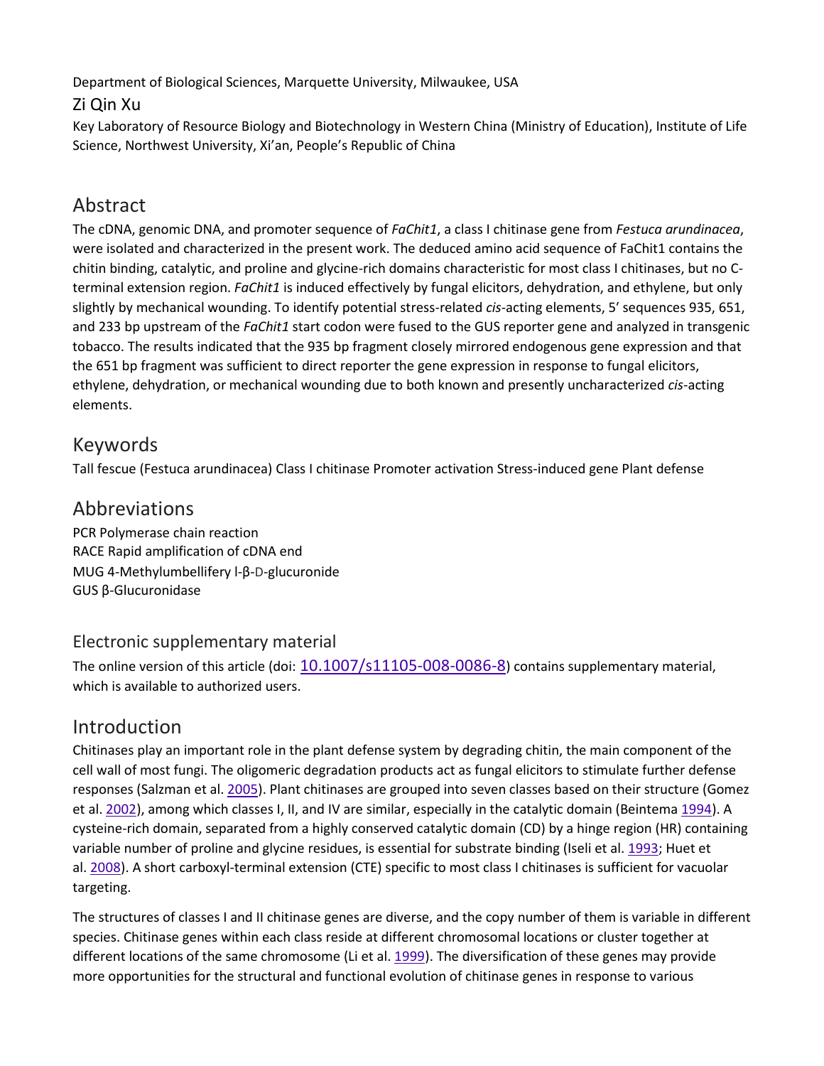Department of Biological Sciences, Marquette University, Milwaukee, USA

Zi Qin Xu

Key Laboratory of Resource Biology and Biotechnology in Western China (Ministry of Education), Institute of Life Science, Northwest University, Xi'an, People's Republic of China

## Abstract

The cDNA, genomic DNA, and promoter sequence of *FaChit1*, a class I chitinase gene from *Festuca arundinacea*, were isolated and characterized in the present work. The deduced amino acid sequence of FaChit1 contains the chitin binding, catalytic, and proline and glycine-rich domains characteristic for most class I chitinases, but no C-terminal extension region. *FaChit1* is induced effectively by fungal elicitors, dehydration, and ethylene, but only slightly by mechanical wounding. To identify potential stress-related *cis*-acting elements, 5' sequences 935, 651, and 233 bp upstream of the *FaChit1* start codon were fused to the GUS reporter gene and analyzed in transgenic tobacco. The results indicated that the 935 bp fragment closely mirrored endogenous gene expression and that the 651 bp fragment was sufficient to direct reporter the gene expression in response to fungal elicitors, ethylene, dehydration, or mechanical wounding due to both known and presently uncharacterized *cis*-acting elements.

## Keywords

Tall fescue (Festuca arundinacea) Class I chitinase Promoter activation Stress-induced gene Plant defense

## Abbreviations

PCR Polymerase chain reaction
RACE Rapid amplification of cDNA end
MUG 4-Methylumbellifery l-β-D-glucuronide
GUS β-Glucuronidase

### Electronic supplementary material

The online version of this article (doi: 10.1007/s11105-008-0086-8) contains supplementary material, which is available to authorized users.

## Introduction

Chitinases play an important role in the plant defense system by degrading chitin, the main component of the cell wall of most fungi. The oligomeric degradation products act as fungal elicitors to stimulate further defense responses (Salzman et al. 2005). Plant chitinases are grouped into seven classes based on their structure (Gomez et al. 2002), among which classes I, II, and IV are similar, especially in the catalytic domain (Beintema 1994). A cysteine-rich domain, separated from a highly conserved catalytic domain (CD) by a hinge region (HR) containing variable number of proline and glycine residues, is essential for substrate binding (Iseli et al. 1993; Huet et al. 2008). A short carboxyl-terminal extension (CTE) specific to most class I chitinases is sufficient for vacuolar targeting.

The structures of classes I and II chitinase genes are diverse, and the copy number of them is variable in different species. Chitinase genes within each class reside at different chromosomal locations or cluster together at different locations of the same chromosome (Li et al. 1999). The diversification of these genes may provide more opportunities for the structural and functional evolution of chitinase genes in response to various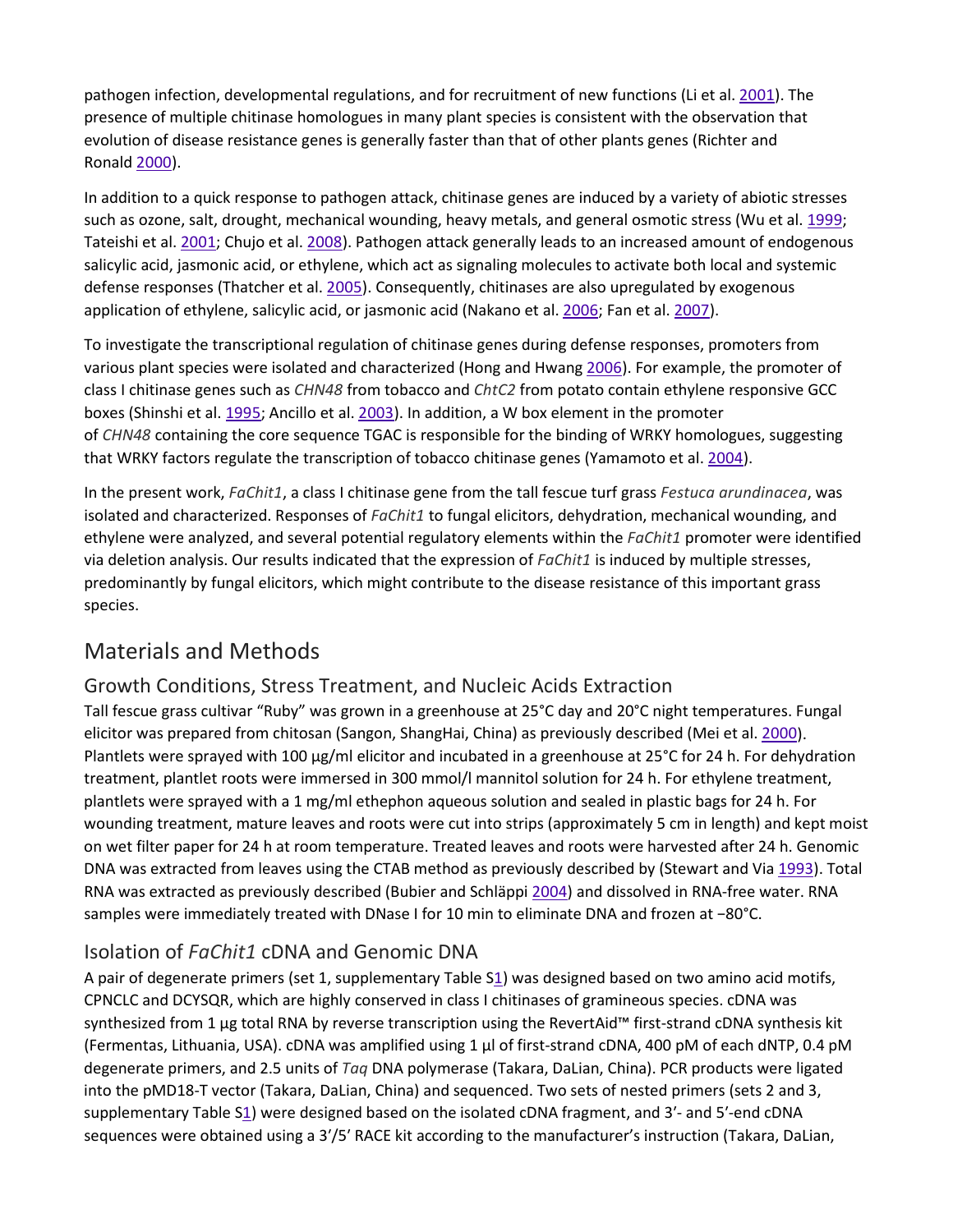pathogen infection, developmental regulations, and for recruitment of new functions (Li et al. 2001). The presence of multiple chitinase homologues in many plant species is consistent with the observation that evolution of disease resistance genes is generally faster than that of other plants genes (Richter and Ronald 2000).

In addition to a quick response to pathogen attack, chitinase genes are induced by a variety of abiotic stresses such as ozone, salt, drought, mechanical wounding, heavy metals, and general osmotic stress (Wu et al. 1999; Tateishi et al. 2001; Chujo et al. 2008). Pathogen attack generally leads to an increased amount of endogenous salicylic acid, jasmonic acid, or ethylene, which act as signaling molecules to activate both local and systemic defense responses (Thatcher et al. 2005). Consequently, chitinases are also upregulated by exogenous application of ethylene, salicylic acid, or jasmonic acid (Nakano et al. 2006; Fan et al. 2007).

To investigate the transcriptional regulation of chitinase genes during defense responses, promoters from various plant species were isolated and characterized (Hong and Hwang 2006). For example, the promoter of class I chitinase genes such as *CHN48* from tobacco and *ChtC2* from potato contain ethylene responsive GCC boxes (Shinshi et al. 1995; Ancillo et al. 2003). In addition, a W box element in the promoter of *CHN48* containing the core sequence TGAC is responsible for the binding of WRKY homologues, suggesting that WRKY factors regulate the transcription of tobacco chitinase genes (Yamamoto et al. 2004).

In the present work, *FaChit1*, a class I chitinase gene from the tall fescue turf grass *Festuca arundinacea*, was isolated and characterized. Responses of *FaChit1* to fungal elicitors, dehydration, mechanical wounding, and ethylene were analyzed, and several potential regulatory elements within the *FaChit1* promoter were identified via deletion analysis. Our results indicated that the expression of *FaChit1* is induced by multiple stresses, predominantly by fungal elicitors, which might contribute to the disease resistance of this important grass species.

## Materials and Methods

### Growth Conditions, Stress Treatment, and Nucleic Acids Extraction

Tall fescue grass cultivar "Ruby" was grown in a greenhouse at 25°C day and 20°C night temperatures. Fungal elicitor was prepared from chitosan (Sangon, ShangHai, China) as previously described (Mei et al. 2000). Plantlets were sprayed with 100 μg/ml elicitor and incubated in a greenhouse at 25°C for 24 h. For dehydration treatment, plantlet roots were immersed in 300 mmol/l mannitol solution for 24 h. For ethylene treatment, plantlets were sprayed with a 1 mg/ml ethephon aqueous solution and sealed in plastic bags for 24 h. For wounding treatment, mature leaves and roots were cut into strips (approximately 5 cm in length) and kept moist on wet filter paper for 24 h at room temperature. Treated leaves and roots were harvested after 24 h. Genomic DNA was extracted from leaves using the CTAB method as previously described by (Stewart and Via 1993). Total RNA was extracted as previously described (Bubier and Schläppi 2004) and dissolved in RNA-free water. RNA samples were immediately treated with DNase I for 10 min to eliminate DNA and frozen at −80°C.

### Isolation of *FaChit1* cDNA and Genomic DNA

A pair of degenerate primers (set 1, supplementary Table S1) was designed based on two amino acid motifs, CPNCLC and DCYSQR, which are highly conserved in class I chitinases of gramineous species. cDNA was synthesized from 1 μg total RNA by reverse transcription using the RevertAid™ first-strand cDNA synthesis kit (Fermentas, Lithuania, USA). cDNA was amplified using 1 μl of first-strand cDNA, 400 pM of each dNTP, 0.4 pM degenerate primers, and 2.5 units of *Taq* DNA polymerase (Takara, DaLian, China). PCR products were ligated into the pMD18-T vector (Takara, DaLian, China) and sequenced. Two sets of nested primers (sets 2 and 3, supplementary Table S1) were designed based on the isolated cDNA fragment, and 3′- and 5′-end cDNA sequences were obtained using a 3′/5′ RACE kit according to the manufacturer's instruction (Takara, DaLian,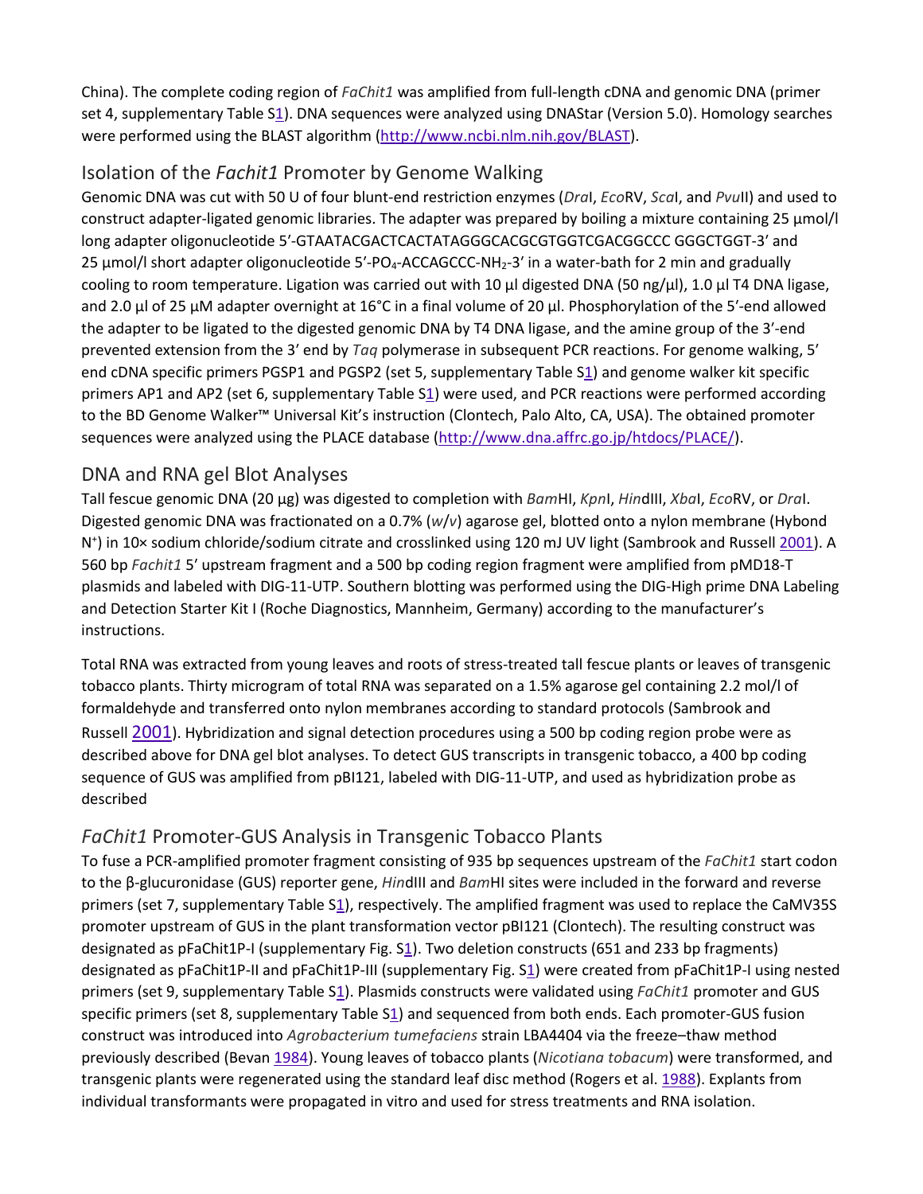China). The complete coding region of *FaChit1* was amplified from full-length cDNA and genomic DNA (primer set 4, supplementary Table S1). DNA sequences were analyzed using DNAStar (Version 5.0). Homology searches were performed using the BLAST algorithm (http://www.ncbi.nlm.nih.gov/BLAST).

## Isolation of the *Fachit1* Promoter by Genome Walking

Genomic DNA was cut with 50 U of four blunt-end restriction enzymes (*Dra*I, *Eco*RV, *Sca*I, and *Pvu*II) and used to construct adapter-ligated genomic libraries. The adapter was prepared by boiling a mixture containing 25 μmol/l long adapter oligonucleotide 5′-GTAATACGACTCACTATAGGGCACGCGTGGTCGACGGCCC GGGCTGGT-3′ and 25 μmol/l short adapter oligonucleotide 5′-$PO_4$-ACCAGCCC-$NH_2$-3′ in a water-bath for 2 min and gradually cooling to room temperature. Ligation was carried out with 10 μl digested DNA (50 ng/μl), 1.0 μl T4 DNA ligase, and 2.0 μl of 25 μM adapter overnight at 16°C in a final volume of 20 μl. Phosphorylation of the 5′-end allowed the adapter to be ligated to the digested genomic DNA by T4 DNA ligase, and the amine group of the 3′-end prevented extension from the 3′ end by *Taq* polymerase in subsequent PCR reactions. For genome walking, 5′ end cDNA specific primers PGSP1 and PGSP2 (set 5, supplementary Table S1) and genome walker kit specific primers AP1 and AP2 (set 6, supplementary Table S1) were used, and PCR reactions were performed according to the BD Genome Walker™ Universal Kit's instruction (Clontech, Palo Alto, CA, USA). The obtained promoter sequences were analyzed using the PLACE database (http://www.dna.affrc.go.jp/htdocs/PLACE/).

## DNA and RNA gel Blot Analyses

Tall fescue genomic DNA (20 μg) was digested to completion with *Bam*HI, *Kpn*I, *Hin*dIII, *Xba*I, *Eco*RV, or *Dra*I. Digested genomic DNA was fractionated on a 0.7% (*w*/*v*) agarose gel, blotted onto a nylon membrane (Hybond $N^+$) in 10× sodium chloride/sodium citrate and crosslinked using 120 mJ UV light (Sambrook and Russell 2001). A 560 bp *Fachit1* 5′ upstream fragment and a 500 bp coding region fragment were amplified from pMD18-T plasmids and labeled with DIG-11-UTP. Southern blotting was performed using the DIG-High prime DNA Labeling and Detection Starter Kit I (Roche Diagnostics, Mannheim, Germany) according to the manufacturer's instructions.

Total RNA was extracted from young leaves and roots of stress-treated tall fescue plants or leaves of transgenic tobacco plants. Thirty microgram of total RNA was separated on a 1.5% agarose gel containing 2.2 mol/l of formaldehyde and transferred onto nylon membranes according to standard protocols (Sambrook and Russell 2001). Hybridization and signal detection procedures using a 500 bp coding region probe were as described above for DNA gel blot analyses. To detect GUS transcripts in transgenic tobacco, a 400 bp coding sequence of GUS was amplified from pBI121, labeled with DIG-11-UTP, and used as hybridization probe as described

## *FaChit1* Promoter-GUS Analysis in Transgenic Tobacco Plants

To fuse a PCR-amplified promoter fragment consisting of 935 bp sequences upstream of the *FaChit1* start codon to the β-glucuronidase (GUS) reporter gene, *Hin*dIII and *Bam*HI sites were included in the forward and reverse primers (set 7, supplementary Table S1), respectively. The amplified fragment was used to replace the CaMV35S promoter upstream of GUS in the plant transformation vector pBI121 (Clontech). The resulting construct was designated as pFaChit1P-I (supplementary Fig. S1). Two deletion constructs (651 and 233 bp fragments) designated as pFaChit1P-II and pFaChit1P-III (supplementary Fig. S1) were created from pFaChit1P-I using nested primers (set 9, supplementary Table S1). Plasmids constructs were validated using *FaChit1* promoter and GUS specific primers (set 8, supplementary Table S1) and sequenced from both ends. Each promoter-GUS fusion construct was introduced into *Agrobacterium tumefaciens* strain LBA4404 via the freeze–thaw method previously described (Bevan 1984). Young leaves of tobacco plants (*Nicotiana tobacum*) were transformed, and transgenic plants were regenerated using the standard leaf disc method (Rogers et al. 1988). Explants from individual transformants were propagated in vitro and used for stress treatments and RNA isolation.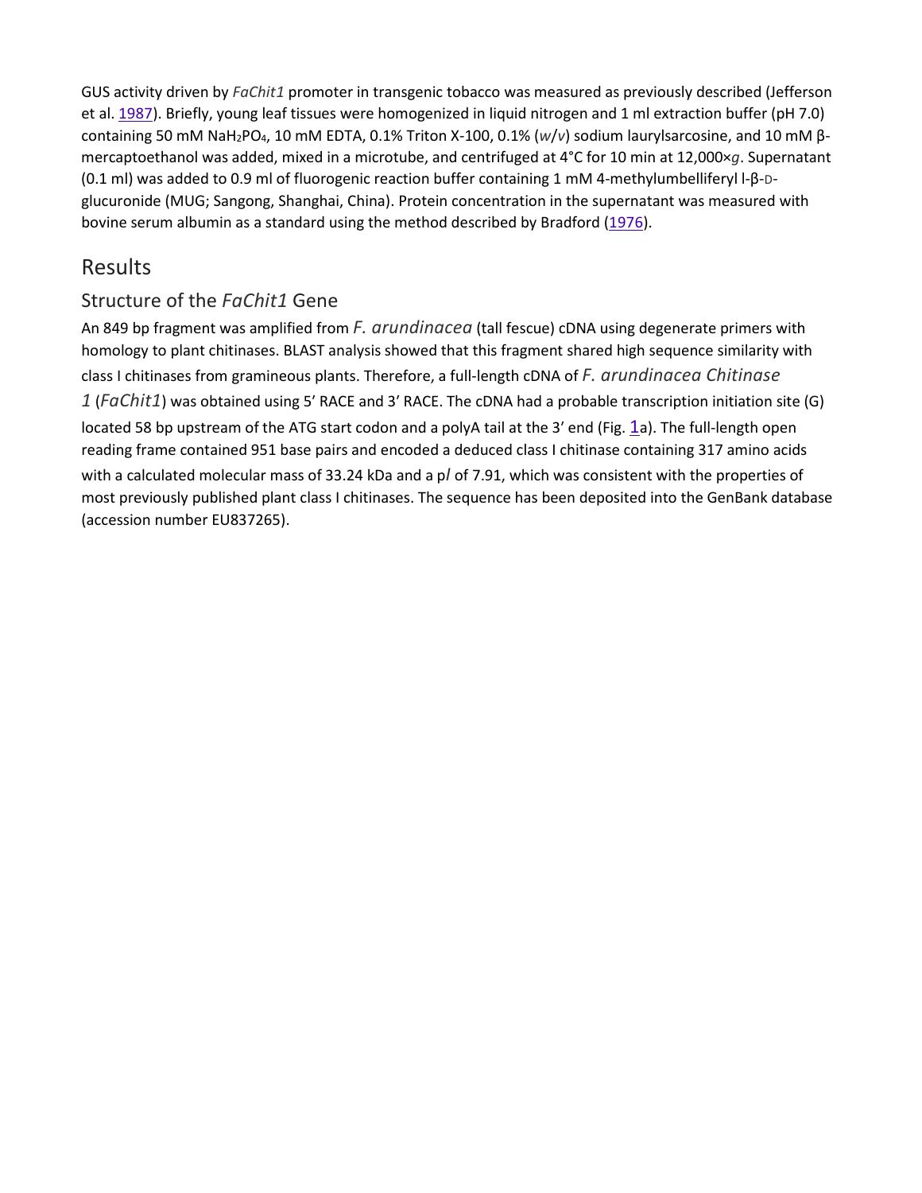GUS activity driven by *FaChit1* promoter in transgenic tobacco was measured as previously described (Jefferson et al. 1987). Briefly, young leaf tissues were homogenized in liquid nitrogen and 1 ml extraction buffer (pH 7.0) containing 50 mM $NaH_2PO_4$, 10 mM EDTA, 0.1% Triton X-100, 0.1% (*w*/*v*) sodium laurylsarcosine, and 10 mM β-mercaptoethanol was added, mixed in a microtube, and centrifuged at 4°C for 10 min at 12,000×*g*. Supernatant (0.1 ml) was added to 0.9 ml of fluorogenic reaction buffer containing 1 mM 4-methylumbelliferyl l-β-D-glucuronide (MUG; Sangong, Shanghai, China). Protein concentration in the supernatant was measured with bovine serum albumin as a standard using the method described by Bradford (1976).

## Results

### Structure of the *FaChit1* Gene

An 849 bp fragment was amplified from *F. arundinacea* (tall fescue) cDNA using degenerate primers with homology to plant chitinases. BLAST analysis showed that this fragment shared high sequence similarity with class I chitinases from gramineous plants. Therefore, a full-length cDNA of *F. arundinacea Chitinase 1* (*FaChit1*) was obtained using 5′ RACE and 3′ RACE. The cDNA had a probable transcription initiation site (G) located 58 bp upstream of the ATG start codon and a polyA tail at the 3′ end (Fig. 1a). The full-length open reading frame contained 951 base pairs and encoded a deduced class I chitinase containing 317 amino acids with a calculated molecular mass of 33.24 kDa and a p*I* of 7.91, which was consistent with the properties of most previously published plant class I chitinases. The sequence has been deposited into the GenBank database (accession number EU837265).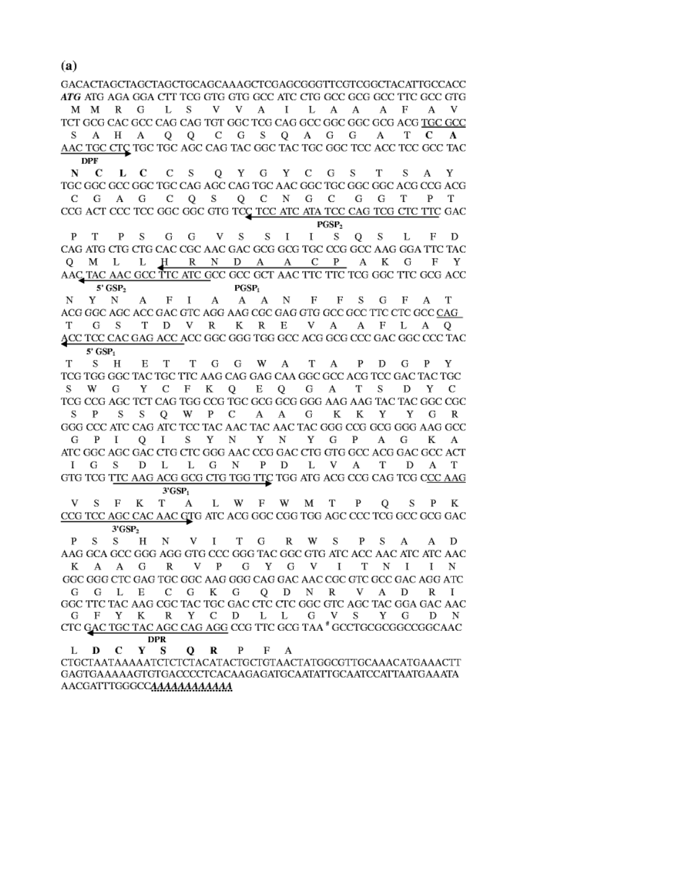**(a)**

```
GACACTAGCTAGCTAGCTGCAGCAAAGCTCGAGCGGGTTCGTCGGCTACATTGCCACC
ATG ATG AGA GGA CTT TCG GTG GTG GCC ATC CTG GCC GCG GCC TTC GCC GTG
 M   M   R   G   L   S   V   V   A   I   L   A   A   A   F   A   V
TCT GCG CAC GCC CAG CAG TGT GGC TCG CAG GCC GGC GGC GCG ACG TGC GCC
 S   A   H   A   Q   Q   C   G   S   Q   A   G   G   A   T   C   A
AAC TGC CTC TGC TGC AGC CAG TAC GGC TAC TGC GGC TCC ACC TCC GCC TAC
    DPF
 N   C   L   C   C   S   Q   Y   G   Y   C   G   S   T   S   A   Y
TGC GGC GCC GGC TGC CAG AGC CAG TGC AAC GGC TGC GGC GGC ACG CCG ACG
 C   G   A   G   C   Q   S   Q   C   N   G   C   G   G   T   P   T
CCG ACT CCC TCC GGC GGC GTG TCC TCC ATC ATA TCC CAG TCG CTC TTC GAC
                                          PGSP2
 P   T   P   S   G   G   V   S   S   I   I   S   Q   S   L   F   D
CAG ATG CTG CTG CAC CGC AAC GAC GCG GCG TGC CCG GCC AAG GGA TTC TAC
 Q   M   L   L   H   R   N   D   A   A   C   P   A   K   G   F   Y
AAC TAC AAC GCC TTC ATC GCC GCC GCT AAC TTC TTC TCG GGC TTC GCG ACC
    5' GSP2             PGSP1
 N   Y   N   A   F   I   A   A   A   N   F   F   S   G   F   A   T
ACG GGC AGC ACC GAC GTC AGG AAG CGC GAG GTG GCC GCC TTC CTC GCC CAG
 T   G   S   T   D   V   R   K   R   E   V   A   A   F   L   A   Q
ACC TCC CAC GAG ACC ACC GGC GGG TGG GCC ACG GCG CCC GAC GGC CCC TAC
    5' GSP1
 T   S   H   E   T   T   G   G   W   A   T   A   P   D   G   P   Y
TCG TGG GGC TAC TGC TTC AAG CAG GAG CAA GGC GCC ACG TCC GAC TAC TGC
 S   W   G   Y   C   F   K   Q   E   Q   G   A   T   S   D   Y   C
TCG CCG AGC TCT CAG TGG CCG TGC GCG GCG GGG AAG AAG TAC TAC GGC CGC
 S   P   S   S   Q   W   P   C   A   A   G   K   K   Y   Y   G   R
GGG CCC ATC CAG ATC TCC TAC AAC TAC AAC TAC GGG CCG GCG GGG AAG GCC
 G   P   I   Q   I   S   Y   N   Y   N   Y   G   P   A   G   K   A
ATC GGC AGC GAC CTG CTC GGG AAC CCG GAC CTG GTG GCC ACG GAC GCC ACT
 I   G   S   D   L   L   G   N   P   D   L   V   A   T   D   A   T
GTG TCG TTC AAG ACG GCG CTG TGG TTC TGG ATG ACG CCG CAG TCG CCC AAG
                3'GSP1
 V   S   F   K   T   A   L   W   F   W   M   T   P   Q   S   P   K
CCG TCC AGC CAC AAC GTG ATC ACG GGC CGG TGG AGC CCC TCG GCC GCG GAC
    3'GSP2
 P   S   S   H   N   V   I   T   G   R   W   S   P   S   A   A   D
AAG GCA GCC GGG AGG GTG CCC GGG TAC GGC GTG ATC ACC AAC ATC ATC AAC
 K   A   A   G   R   V   P   G   Y   G   V   I   T   N   I   I   N
GGC GGG CTC GAG TGC GGC AAG GGG CAG GAC AAC CGC GTC GCC GAC AGG ATC
 G   G   L   E   C   G   K   G   Q   D   N   R   V   A   D   R   I
GGC TTC TAC AAG CGC TAC TGC GAC CTC CTC GGC GTC AGC TAC GGA GAC AAC
 G   F   Y   K   R   Y   C   D   L   L   G   V   S   Y   G   D   N
CTC GAC TGC TAC AGC CAG AGG CCG TTC GCG TAA # GCCTGCGCGGCCGGCAAC
            DPR
 L   D   C   Y   S   Q   R   P   F   A
CTGCTAATAAAAATCTCTCTACATACTGCTGTAACTATGGCGTTGCAAACATGAAACTT
GAGTGAAAAAGTGTGACCCCTCACAAGAGATGCAATATTGCAATCCATTAATGAAATA
AACGATTTGGGCCAAAAAAAAAAAA
```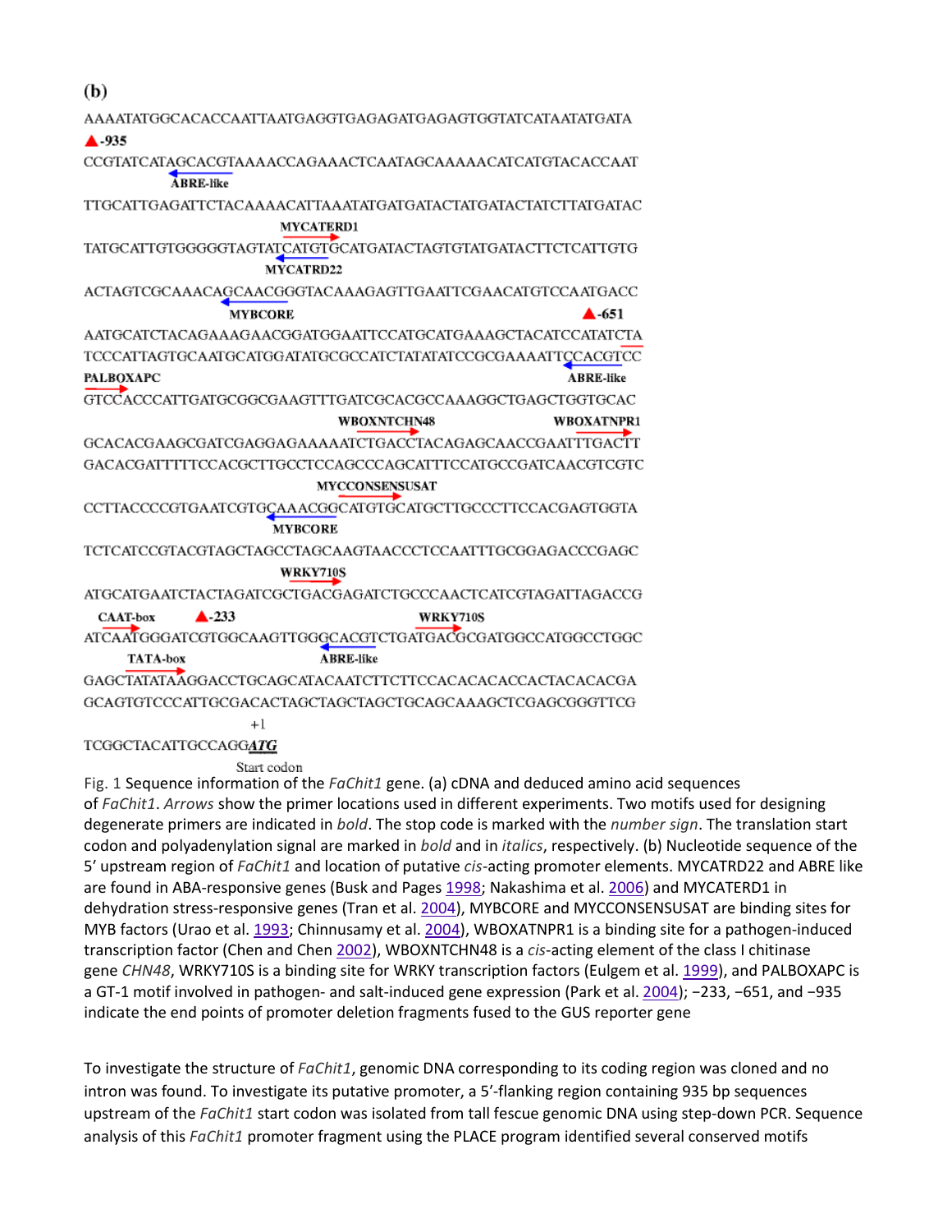(b)

```
AAAATATGGCACACCAATTAATGAGGTGAGAGATGAGAGTGGTATCATAATATGATA
▲-935
CCGTATCATAGCACGTAAAACCAGAAACTCAATAGCAAAAACATCATGTACACCAAT
           ABRE-like
TTGCATTGAGATTCTACAAAACATTAAATATGATGATACTATGATACTATCTTATGATAC
                      MYCATERD1
TATGCATTGTGGGGGTAGTATCATGTGCATGATACTAGTGTATGATACTTCTCATTGTG
                      MYCATRD22
ACTAGTCGCAAACAGCAACGGGTACAAAGAGTTGAATTCGAACATGTCCAATGACC
                  MYBCORE                                 ▲-651
AATGCATCTACAGAAAGAACGGATGGAATTCCATGCATGAAAGCTACATCCATATCTA
TCCCATTAGTGCAATGCATGGATATGCGCCATCTATATATCCGCGAAAATTCCACGTCC
PALBOXAPC                                              ABRE-like
GTCCACCCATTGATGCGGCGAAGTTTGATCGCACGCCAAAGGCTGAGCTGGTGCAC
                          WBOXNTCHN48              WBOXATNPR1
GCACACGAAGCGATCGAGGAGAAAAATCTGACCTACAGAGCAACCGAATTTGACTT
GACACGATTTTTCCACGCTTGCCTCCAGCCCAGCATTTCCATGCCGATCAACGTCGTC
                         MYCCONSENSUSAT
CCTTACCCCGTGAATCGTGCAAACGGCATGTGCATGCTTGCCCTTCCACGAGTGGTA
                      MYBCORE
TCTCATCCGTACGTAGCTAGCCTAGCAAGTAACCCTCCAATTTGCGGAGACCCGAGC
                      WRKY710S
ATGCATGAATCTACTAGATCGCTGACGAGATCTGCCCAACTCATCGTAGATTAGACCG
 CAAT-box      ▲-233                       WRKY710S
ATCAATGGGATCGTGGCAAGTTGGGCACGTCTGATGACGCGATGGCCATGGCCTGGC
     TATA-box                ABRE-like
GAGCTATATAAGGACCTGCAGCATACAATCTTCTTCCACACACACCACTACACACGA
GCAGTGTCCCATTGCGACACTAGCTAGCTAGCTGCAGCAAAGCTCGAGCGGGTTCG
                  +1
TCGGCTACATTGCCAGGATG
                 Start codon
```

Fig. 1 Sequence information of the *FaChit1* gene. (a) cDNA and deduced amino acid sequences of *FaChit1*. *Arrows* show the primer locations used in different experiments. Two motifs used for designing degenerate primers are indicated in **bold**. The stop code is marked with the *number sign*. The translation start codon and polyadenylation signal are marked in **bold** and in *italics*, respectively. (b) Nucleotide sequence of the 5′ upstream region of *FaChit1* and location of putative *cis*-acting promoter elements. MYCATRD22 and ABRE like are found in ABA-responsive genes (Busk and Pages 1998; Nakashima et al. 2006) and MYCATERD1 in dehydration stress-responsive genes (Tran et al. 2004), MYBCORE and MYCCONSENSUSAT are binding sites for MYB factors (Urao et al. 1993; Chinnusamy et al. 2004), WBOXATNPR1 is a binding site for a pathogen-induced transcription factor (Chen and Chen 2002), WBOXNTCHN48 is a *cis*-acting element of the class I chitinase gene *CHN48*, WRKY710S is a binding site for WRKY transcription factors (Eulgem et al. 1999), and PALBOXAPC is a GT-1 motif involved in pathogen- and salt-induced gene expression (Park et al. 2004); −233, −651, and −935 indicate the end points of promoter deletion fragments fused to the GUS reporter gene

To investigate the structure of *FaChit1*, genomic DNA corresponding to its coding region was cloned and no intron was found. To investigate its putative promoter, a 5′-flanking region containing 935 bp sequences upstream of the *FaChit1* start codon was isolated from tall fescue genomic DNA using step-down PCR. Sequence analysis of this *FaChit1* promoter fragment using the PLACE program identified several conserved motifs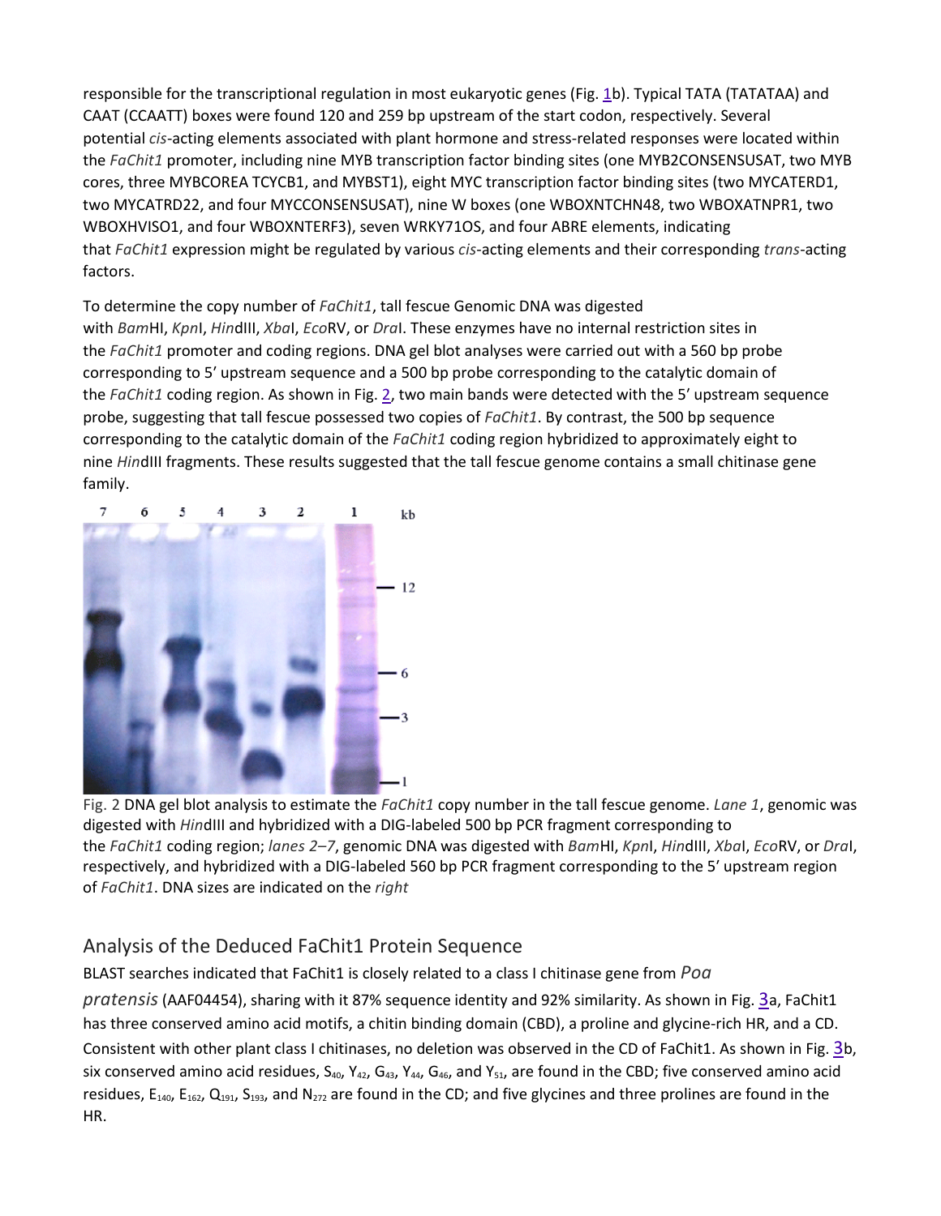responsible for the transcriptional regulation in most eukaryotic genes (Fig. 1b). Typical TATA (TATATAA) and CAAT (CCAATT) boxes were found 120 and 259 bp upstream of the start codon, respectively. Several potential *cis*-acting elements associated with plant hormone and stress-related responses were located within the *FaChit1* promoter, including nine MYB transcription factor binding sites (one MYB2CONSENSUSAT, two MYB cores, three MYBCOREA TCYCB1, and MYBST1), eight MYC transcription factor binding sites (two MYCATERD1, two MYCATRD22, and four MYCCONSENSUSAT), nine W boxes (one WBOXNTCHN48, two WBOXATNPR1, two WBOXHVISO1, and four WBOXNTERF3), seven WRKY71OS, and four ABRE elements, indicating that *FaChit1* expression might be regulated by various *cis*-acting elements and their corresponding *trans*-acting factors.

To determine the copy number of *FaChit1*, tall fescue Genomic DNA was digested with *Bam*HI, *Kpn*I, *Hin*dIII, *Xba*I, *Eco*RV, or *Dra*I. These enzymes have no internal restriction sites in the *FaChit1* promoter and coding regions. DNA gel blot analyses were carried out with a 560 bp probe corresponding to 5′ upstream sequence and a 500 bp probe corresponding to the catalytic domain of the *FaChit1* coding region. As shown in Fig. 2, two main bands were detected with the 5′ upstream sequence probe, suggesting that tall fescue possessed two copies of *FaChit1*. By contrast, the 500 bp sequence corresponding to the catalytic domain of the *FaChit1* coding region hybridized to approximately eight to nine *Hin*dIII fragments. These results suggested that the tall fescue genome contains a small chitinase gene family.

Fig. 2 DNA gel blot analysis to estimate the *FaChit1* copy number in the tall fescue genome. *Lane 1*, genomic was digested with *Hin*dIII and hybridized with a DIG-labeled 500 bp PCR fragment corresponding to the *FaChit1* coding region; *lanes 2–7*, genomic DNA was digested with *Bam*HI, *Kpn*I, *Hin*dIII, *Xba*I, *Eco*RV, or *Dra*I, respectively, and hybridized with a DIG-labeled 560 bp PCR fragment corresponding to the 5′ upstream region of *FaChit1*. DNA sizes are indicated on the *right*

## Analysis of the Deduced FaChit1 Protein Sequence

BLAST searches indicated that FaChit1 is closely related to a class I chitinase gene from *Poa pratensis* (AAF04454), sharing with it 87% sequence identity and 92% similarity. As shown in Fig. 3a, FaChit1 has three conserved amino acid motifs, a chitin binding domain (CBD), a proline and glycine-rich HR, and a CD. Consistent with other plant class I chitinases, no deletion was observed in the CD of FaChit1. As shown in Fig. 3b, six conserved amino acid residues, $S_{40}$, $Y_{42}$, $G_{43}$, $Y_{44}$, $G_{46}$, and $Y_{51}$, are found in the CBD; five conserved amino acid residues, $E_{140}$, $E_{162}$, $Q_{191}$, $S_{193}$, and $N_{272}$ are found in the CD; and five glycines and three prolines are found in the HR.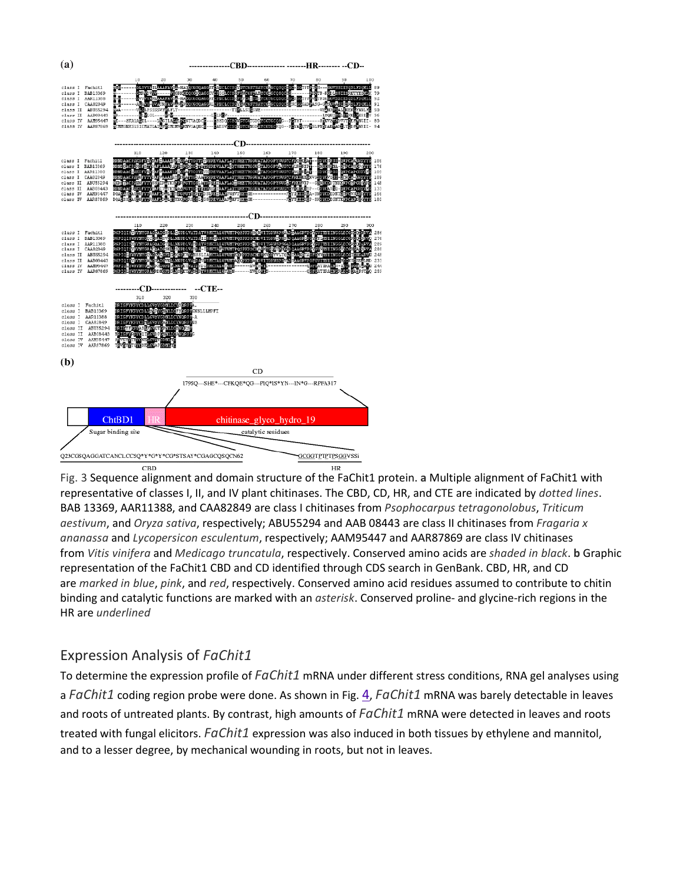Fig. 3 Sequence alignment and domain structure of the FaChit1 protein. **a** Multiple alignment of FaChit1 with representative of classes I, II, and IV plant chitinases. The CBD, CD, HR, and CTE are indicated by *dotted lines*. BAB 13369, AAR11388, and CAA82849 are class I chitinases from *Psophocarpus tetragonolobus*, *Triticum aestivum*, and *Oryza sativa*, respectively; ABU55294 and AAB 08443 are class II chitinases from *Fragaria x ananassa* and *Lycopersicon esculentum*, respectively; AAM95447 and AAR87869 are class IV chitinases from *Vitis vinifera* and *Medicago truncatula*, respectively. Conserved amino acids are *shaded in black*. **b** Graphic representation of the FaChit1 CBD and CD identified through CDS search in GenBank. CBD, HR, and CD are *marked in blue*, *pink*, and *red*, respectively. Conserved amino acid residues assumed to contribute to chitin binding and catalytic functions are marked with an *asterisk*. Conserved proline- and glycine-rich regions in the HR are *underlined*

## Expression Analysis of *FaChit1*

To determine the expression profile of *FaChit1* mRNA under different stress conditions, RNA gel analyses using a *FaChit1* coding region probe were done. As shown in Fig. 4, *FaChit1* mRNA was barely detectable in leaves and roots of untreated plants. By contrast, high amounts of *FaChit1* mRNA were detected in leaves and roots treated with fungal elicitors. *FaChit1* expression was also induced in both tissues by ethylene and mannitol, and to a lesser degree, by mechanical wounding in roots, but not in leaves.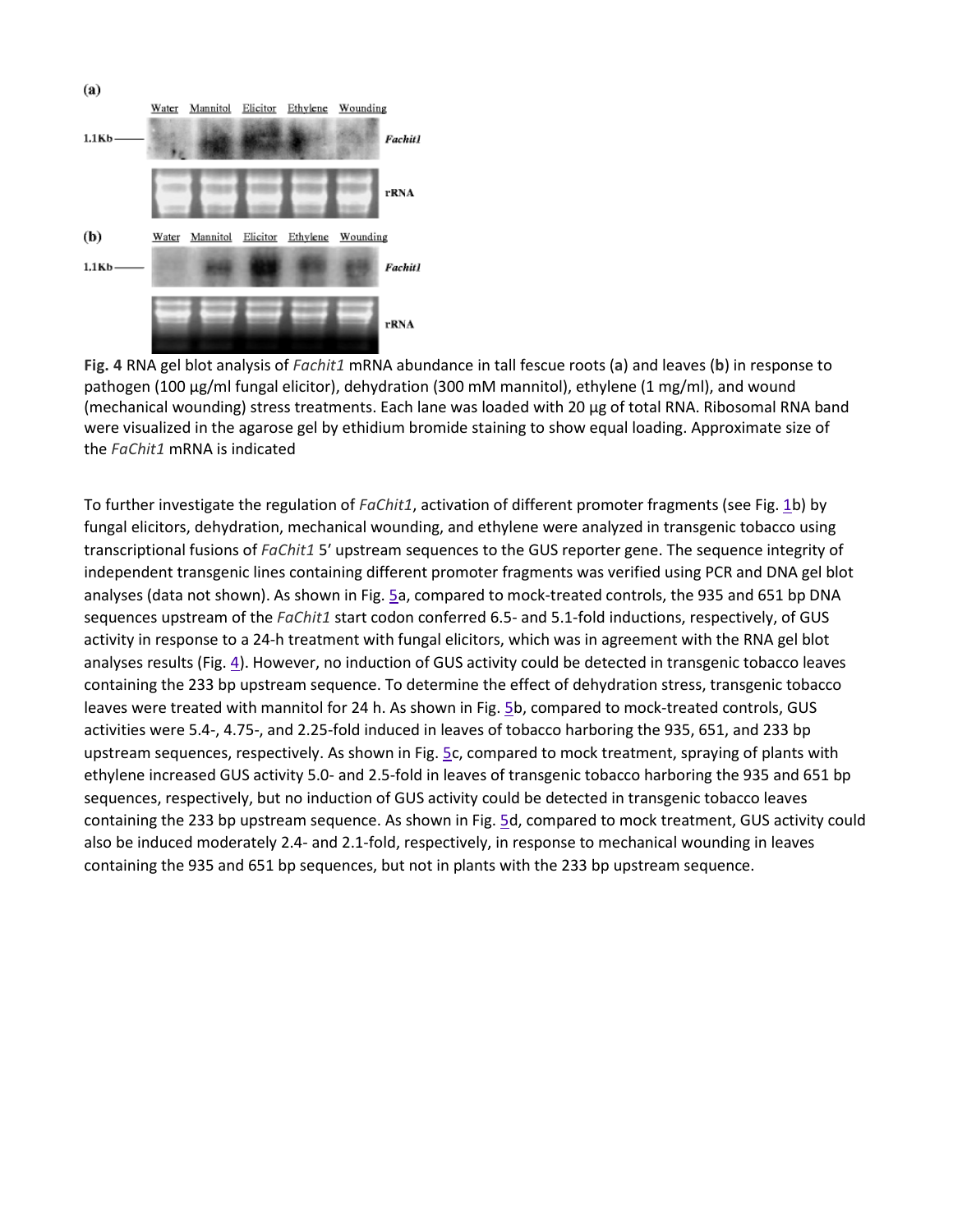**Fig. 4** RNA gel blot analysis of *Fachit1* mRNA abundance in tall fescue roots (**a**) and leaves (**b**) in response to pathogen (100 µg/ml fungal elicitor), dehydration (300 mM mannitol), ethylene (1 mg/ml), and wound (mechanical wounding) stress treatments. Each lane was loaded with 20 µg of total RNA. Ribosomal RNA band were visualized in the agarose gel by ethidium bromide staining to show equal loading. Approximate size of the *FaChit1* mRNA is indicated

To further investigate the regulation of *FaChit1*, activation of different promoter fragments (see Fig. 1b) by fungal elicitors, dehydration, mechanical wounding, and ethylene were analyzed in transgenic tobacco using transcriptional fusions of *FaChit1* 5′ upstream sequences to the GUS reporter gene. The sequence integrity of independent transgenic lines containing different promoter fragments was verified using PCR and DNA gel blot analyses (data not shown). As shown in Fig. 5a, compared to mock-treated controls, the 935 and 651 bp DNA sequences upstream of the *FaChit1* start codon conferred 6.5- and 5.1-fold inductions, respectively, of GUS activity in response to a 24-h treatment with fungal elicitors, which was in agreement with the RNA gel blot analyses results (Fig. 4). However, no induction of GUS activity could be detected in transgenic tobacco leaves containing the 233 bp upstream sequence. To determine the effect of dehydration stress, transgenic tobacco leaves were treated with mannitol for 24 h. As shown in Fig. 5b, compared to mock-treated controls, GUS activities were 5.4-, 4.75-, and 2.25-fold induced in leaves of tobacco harboring the 935, 651, and 233 bp upstream sequences, respectively. As shown in Fig. 5c, compared to mock treatment, spraying of plants with ethylene increased GUS activity 5.0- and 2.5-fold in leaves of transgenic tobacco harboring the 935 and 651 bp sequences, respectively, but no induction of GUS activity could be detected in transgenic tobacco leaves containing the 233 bp upstream sequence. As shown in Fig. 5d, compared to mock treatment, GUS activity could also be induced moderately 2.4- and 2.1-fold, respectively, in response to mechanical wounding in leaves containing the 935 and 651 bp sequences, but not in plants with the 233 bp upstream sequence.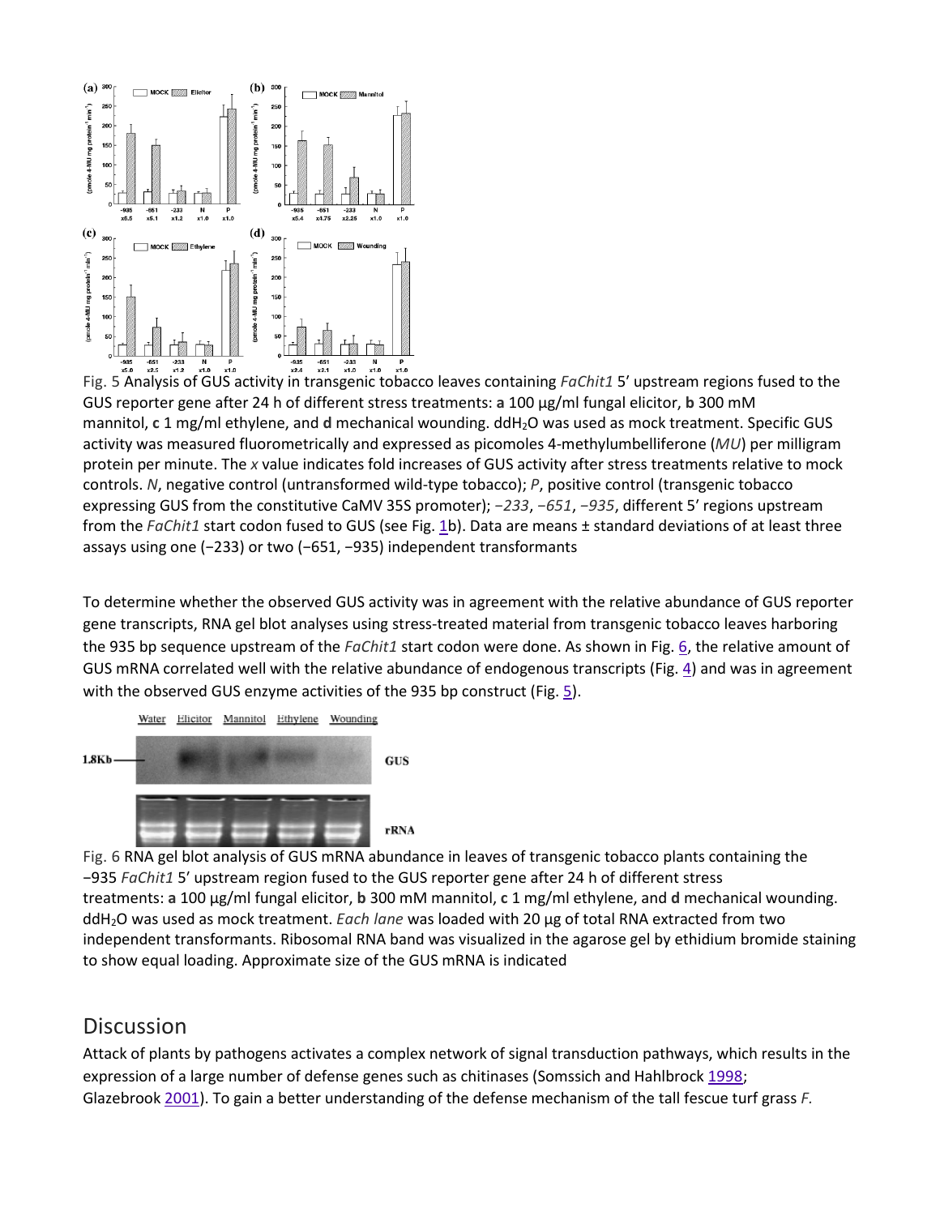Fig. 5 Analysis of GUS activity in transgenic tobacco leaves containing *FaChit1* 5′ upstream regions fused to the GUS reporter gene after 24 h of different stress treatments: **a** 100 μg/ml fungal elicitor, **b** 300 mM mannitol, **c** 1 mg/ml ethylene, and **d** mechanical wounding. $ddH_2O$ was used as mock treatment. Specific GUS activity was measured fluorometrically and expressed as picomoles 4-methylumbelliferone (*MU*) per milligram protein per minute. The *x* value indicates fold increases of GUS activity after stress treatments relative to mock controls. *N*, negative control (untransformed wild-type tobacco); *P*, positive control (transgenic tobacco expressing GUS from the constitutive CaMV 35S promoter); *−233*, *−651*, *−935*, different 5′ regions upstream from the *FaChit1* start codon fused to GUS (see Fig. 1b). Data are means ± standard deviations of at least three assays using one (−233) or two (−651, −935) independent transformants

To determine whether the observed GUS activity was in agreement with the relative abundance of GUS reporter gene transcripts, RNA gel blot analyses using stress-treated material from transgenic tobacco leaves harboring the 935 bp sequence upstream of the *FaChit1* start codon were done. As shown in Fig. 6, the relative amount of GUS mRNA correlated well with the relative abundance of endogenous transcripts (Fig. 4) and was in agreement with the observed GUS enzyme activities of the 935 bp construct (Fig. 5).

Fig. 6 RNA gel blot analysis of GUS mRNA abundance in leaves of transgenic tobacco plants containing the −935 *FaChit1* 5′ upstream region fused to the GUS reporter gene after 24 h of different stress treatments: **a** 100 μg/ml fungal elicitor, **b** 300 mM mannitol, **c** 1 mg/ml ethylene, and **d** mechanical wounding. $ddH_2O$ was used as mock treatment. *Each lane* was loaded with 20 μg of total RNA extracted from two independent transformants. Ribosomal RNA band was visualized in the agarose gel by ethidium bromide staining to show equal loading. Approximate size of the GUS mRNA is indicated

## Discussion

Attack of plants by pathogens activates a complex network of signal transduction pathways, which results in the expression of a large number of defense genes such as chitinases (Somssich and Hahlbrock 1998; Glazebrook 2001). To gain a better understanding of the defense mechanism of the tall fescue turf grass *F.*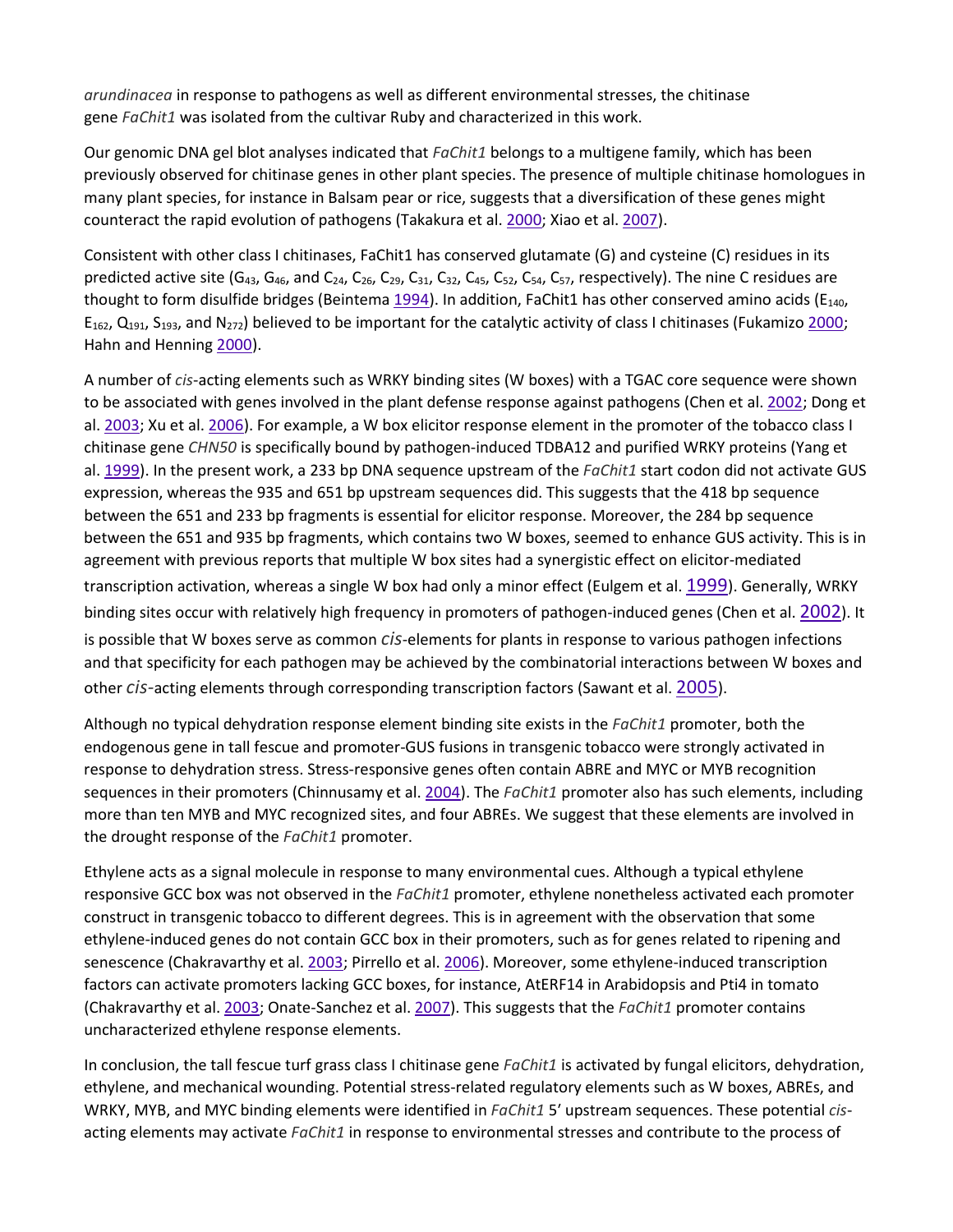*arundinacea* in response to pathogens as well as different environmental stresses, the chitinase gene *FaChit1* was isolated from the cultivar Ruby and characterized in this work.

Our genomic DNA gel blot analyses indicated that *FaChit1* belongs to a multigene family, which has been previously observed for chitinase genes in other plant species. The presence of multiple chitinase homologues in many plant species, for instance in Balsam pear or rice, suggests that a diversification of these genes might counteract the rapid evolution of pathogens (Takakura et al. 2000; Xiao et al. 2007).

Consistent with other class I chitinases, FaChit1 has conserved glutamate (G) and cysteine (C) residues in its predicted active site ($G_{43}$, $G_{46}$, and $C_{24}$, $C_{26}$, $C_{29}$, $C_{31}$, $C_{32}$, $C_{45}$, $C_{52}$, $C_{54}$, $C_{57}$, respectively). The nine C residues are thought to form disulfide bridges (Beintema 1994). In addition, FaChit1 has other conserved amino acids ($E_{140}$, $E_{162}$, $Q_{191}$, $S_{193}$, and $N_{272}$) believed to be important for the catalytic activity of class I chitinases (Fukamizo 2000; Hahn and Henning 2000).

A number of *cis*-acting elements such as WRKY binding sites (W boxes) with a TGAC core sequence were shown to be associated with genes involved in the plant defense response against pathogens (Chen et al. 2002; Dong et al. 2003; Xu et al. 2006). For example, a W box elicitor response element in the promoter of the tobacco class I chitinase gene *CHN50* is specifically bound by pathogen-induced TDBA12 and purified WRKY proteins (Yang et al. 1999). In the present work, a 233 bp DNA sequence upstream of the *FaChit1* start codon did not activate GUS expression, whereas the 935 and 651 bp upstream sequences did. This suggests that the 418 bp sequence between the 651 and 233 bp fragments is essential for elicitor response. Moreover, the 284 bp sequence between the 651 and 935 bp fragments, which contains two W boxes, seemed to enhance GUS activity. This is in agreement with previous reports that multiple W box sites had a synergistic effect on elicitor-mediated transcription activation, whereas a single W box had only a minor effect (Eulgem et al. 1999). Generally, WRKY binding sites occur with relatively high frequency in promoters of pathogen-induced genes (Chen et al. 2002). It is possible that W boxes serve as common *cis*-elements for plants in response to various pathogen infections and that specificity for each pathogen may be achieved by the combinatorial interactions between W boxes and other *cis*-acting elements through corresponding transcription factors (Sawant et al. 2005).

Although no typical dehydration response element binding site exists in the *FaChit1* promoter, both the endogenous gene in tall fescue and promoter-GUS fusions in transgenic tobacco were strongly activated in response to dehydration stress. Stress-responsive genes often contain ABRE and MYC or MYB recognition sequences in their promoters (Chinnusamy et al. 2004). The *FaChit1* promoter also has such elements, including more than ten MYB and MYC recognized sites, and four ABREs. We suggest that these elements are involved in the drought response of the *FaChit1* promoter.

Ethylene acts as a signal molecule in response to many environmental cues. Although a typical ethylene responsive GCC box was not observed in the *FaChit1* promoter, ethylene nonetheless activated each promoter construct in transgenic tobacco to different degrees. This is in agreement with the observation that some ethylene-induced genes do not contain GCC box in their promoters, such as for genes related to ripening and senescence (Chakravarthy et al. 2003; Pirrello et al. 2006). Moreover, some ethylene-induced transcription factors can activate promoters lacking GCC boxes, for instance, AtERF14 in Arabidopsis and Pti4 in tomato (Chakravarthy et al. 2003; Onate-Sanchez et al. 2007). This suggests that the *FaChit1* promoter contains uncharacterized ethylene response elements.

In conclusion, the tall fescue turf grass class I chitinase gene *FaChit1* is activated by fungal elicitors, dehydration, ethylene, and mechanical wounding. Potential stress-related regulatory elements such as W boxes, ABREs, and WRKY, MYB, and MYC binding elements were identified in *FaChit1* 5′ upstream sequences. These potential *cis*-acting elements may activate *FaChit1* in response to environmental stresses and contribute to the process of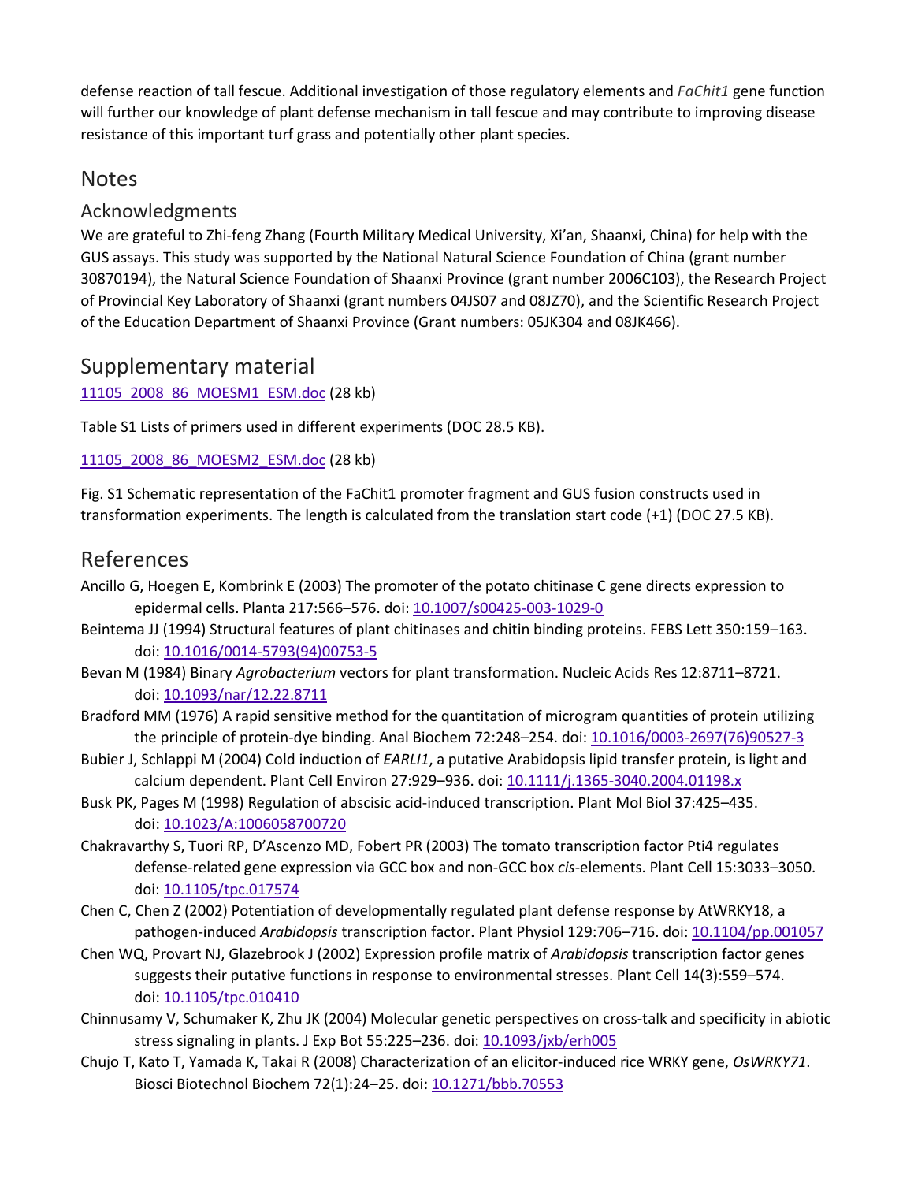defense reaction of tall fescue. Additional investigation of those regulatory elements and *FaChit1* gene function will further our knowledge of plant defense mechanism in tall fescue and may contribute to improving disease resistance of this important turf grass and potentially other plant species.

## Notes

### Acknowledgments

We are grateful to Zhi-feng Zhang (Fourth Military Medical University, Xi'an, Shaanxi, China) for help with the GUS assays. This study was supported by the National Natural Science Foundation of China (grant number 30870194), the Natural Science Foundation of Shaanxi Province (grant number 2006C103), the Research Project of Provincial Key Laboratory of Shaanxi (grant numbers 04JS07 and 08JZ70), and the Scientific Research Project of the Education Department of Shaanxi Province (Grant numbers: 05JK304 and 08JK466).

## Supplementary material

11105_2008_86_MOESM1_ESM.doc (28 kb)

Table S1 Lists of primers used in different experiments (DOC 28.5 KB).

11105_2008_86_MOESM2_ESM.doc (28 kb)

Fig. S1 Schematic representation of the FaChit1 promoter fragment and GUS fusion constructs used in transformation experiments. The length is calculated from the translation start code (+1) (DOC 27.5 KB).

## References

Ancillo G, Hoegen E, Kombrink E (2003) The promoter of the potato chitinase C gene directs expression to epidermal cells. Planta 217:566–576. doi: 10.1007/s00425-003-1029-0

Beintema JJ (1994) Structural features of plant chitinases and chitin binding proteins. FEBS Lett 350:159–163. doi: 10.1016/0014-5793(94)00753-5

Bevan M (1984) Binary *Agrobacterium* vectors for plant transformation. Nucleic Acids Res 12:8711–8721. doi: 10.1093/nar/12.22.8711

Bradford MM (1976) A rapid sensitive method for the quantitation of microgram quantities of protein utilizing the principle of protein-dye binding. Anal Biochem 72:248–254. doi: 10.1016/0003-2697(76)90527-3

Bubier J, Schlappi M (2004) Cold induction of *EARLI1*, a putative Arabidopsis lipid transfer protein, is light and calcium dependent. Plant Cell Environ 27:929–936. doi: 10.1111/j.1365-3040.2004.01198.x

Busk PK, Pages M (1998) Regulation of abscisic acid-induced transcription. Plant Mol Biol 37:425–435. doi: 10.1023/A:1006058700720

Chakravarthy S, Tuori RP, D'Ascenzo MD, Fobert PR (2003) The tomato transcription factor Pti4 regulates defense-related gene expression via GCC box and non-GCC box *cis*-elements. Plant Cell 15:3033–3050. doi: 10.1105/tpc.017574

Chen C, Chen Z (2002) Potentiation of developmentally regulated plant defense response by AtWRKY18, a pathogen-induced *Arabidopsis* transcription factor. Plant Physiol 129:706–716. doi: 10.1104/pp.001057

Chen WQ, Provart NJ, Glazebrook J (2002) Expression profile matrix of *Arabidopsis* transcription factor genes suggests their putative functions in response to environmental stresses. Plant Cell 14(3):559–574. doi: 10.1105/tpc.010410

Chinnusamy V, Schumaker K, Zhu JK (2004) Molecular genetic perspectives on cross-talk and specificity in abiotic stress signaling in plants. J Exp Bot 55:225–236. doi: 10.1093/jxb/erh005

Chujo T, Kato T, Yamada K, Takai R (2008) Characterization of an elicitor-induced rice WRKY gene, *OsWRKY71*. Biosci Biotechnol Biochem 72(1):24–25. doi: 10.1271/bbb.70553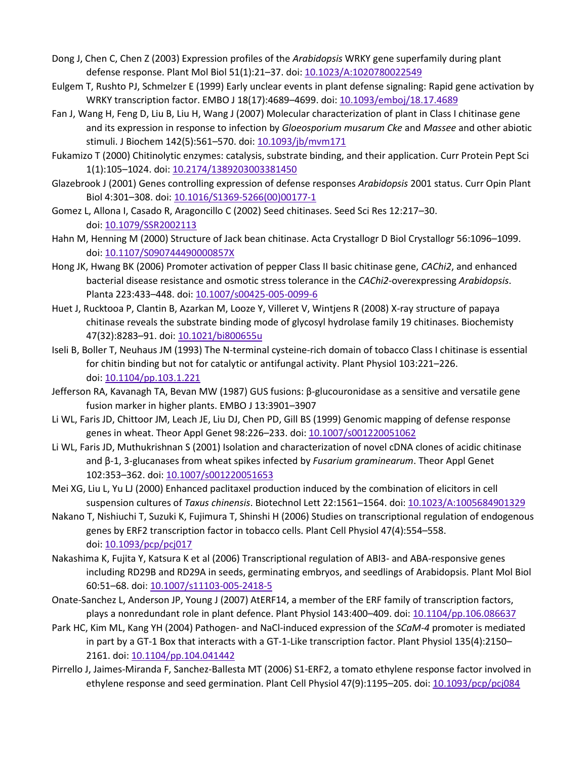Dong J, Chen C, Chen Z (2003) Expression profiles of the *Arabidopsis* WRKY gene superfamily during plant defense response. Plant Mol Biol 51(1):21–37. doi: 10.1023/A:1020780022549

Eulgem T, Rushto PJ, Schmelzer E (1999) Early unclear events in plant defense signaling: Rapid gene activation by WRKY transcription factor. EMBO J 18(17):4689–4699. doi: 10.1093/emboj/18.17.4689

Fan J, Wang H, Feng D, Liu B, Liu H, Wang J (2007) Molecular characterization of plant in Class I chitinase gene and its expression in response to infection by *Gloeosporium musarum Cke* and *Massee* and other abiotic stimuli. J Biochem 142(5):561–570. doi: 10.1093/jb/mvm171

Fukamizo T (2000) Chitinolytic enzymes: catalysis, substrate binding, and their application. Curr Protein Pept Sci 1(1):105–1024. doi: 10.2174/1389203003381450

Glazebrook J (2001) Genes controlling expression of defense responses *Arabidopsis* 2001 status. Curr Opin Plant Biol 4:301–308. doi: 10.1016/S1369-5266(00)00177-1

Gomez L, Allona I, Casado R, Aragoncillo C (2002) Seed chitinases. Seed Sci Res 12:217–30. doi: 10.1079/SSR2002113

Hahn M, Henning M (2000) Structure of Jack bean chitinase. Acta Crystallogr D Biol Crystallogr 56:1096–1099. doi: 10.1107/S090744490000857X

Hong JK, Hwang BK (2006) Promoter activation of pepper Class II basic chitinase gene, *CAChi2*, and enhanced bacterial disease resistance and osmotic stress tolerance in the *CAChi2*-overexpressing *Arabidopsis*. Planta 223:433–448. doi: 10.1007/s00425-005-0099-6

Huet J, Rucktooa P, Clantin B, Azarkan M, Looze Y, Villeret V, Wintjens R (2008) X-ray structure of papaya chitinase reveals the substrate binding mode of glycosyl hydrolase family 19 chitinases. Biochemisty 47(32):8283–91. doi: 10.1021/bi800655u

Iseli B, Boller T, Neuhaus JM (1993) The N-terminal cysteine-rich domain of tobacco Class I chitinase is essential for chitin binding but not for catalytic or antifungal activity. Plant Physiol 103:221–226. doi: 10.1104/pp.103.1.221

Jefferson RA, Kavanagh TA, Bevan MW (1987) GUS fusions: β-glucouronidase as a sensitive and versatile gene fusion marker in higher plants. EMBO J 13:3901–3907

Li WL, Faris JD, Chittoor JM, Leach JE, Liu DJ, Chen PD, Gill BS (1999) Genomic mapping of defense response genes in wheat. Theor Appl Genet 98:226–233. doi: 10.1007/s001220051062

Li WL, Faris JD, Muthukrishnan S (2001) Isolation and characterization of novel cDNA clones of acidic chitinase and β-1, 3-glucanases from wheat spikes infected by *Fusarium graminearum*. Theor Appl Genet 102:353–362. doi: 10.1007/s001220051653

Mei XG, Liu L, Yu LJ (2000) Enhanced paclitaxel production induced by the combination of elicitors in cell suspension cultures of *Taxus chinensis*. Biotechnol Lett 22:1561–1564. doi: 10.1023/A:1005684901329

Nakano T, Nishiuchi T, Suzuki K, Fujimura T, Shinshi H (2006) Studies on transcriptional regulation of endogenous genes by ERF2 transcription factor in tobacco cells. Plant Cell Physiol 47(4):554–558. doi: 10.1093/pcp/pcj017

Nakashima K, Fujita Y, Katsura K et al (2006) Transcriptional regulation of ABI3- and ABA-responsive genes including RD29B and RD29A in seeds, germinating embryos, and seedlings of Arabidopsis. Plant Mol Biol 60:51–68. doi: 10.1007/s11103-005-2418-5

Onate-Sanchez L, Anderson JP, Young J (2007) AtERF14, a member of the ERF family of transcription factors, plays a nonredundant role in plant defence. Plant Physiol 143:400–409. doi: 10.1104/pp.106.086637

Park HC, Kim ML, Kang YH (2004) Pathogen- and NaCl-induced expression of the *SCaM-4* promoter is mediated in part by a GT-1 Box that interacts with a GT-1-Like transcription factor. Plant Physiol 135(4):2150–2161. doi: 10.1104/pp.104.041442

Pirrello J, Jaimes-Miranda F, Sanchez-Ballesta MT (2006) S1-ERF2, a tomato ethylene response factor involved in ethylene response and seed germination. Plant Cell Physiol 47(9):1195–205. doi: 10.1093/pcp/pcj084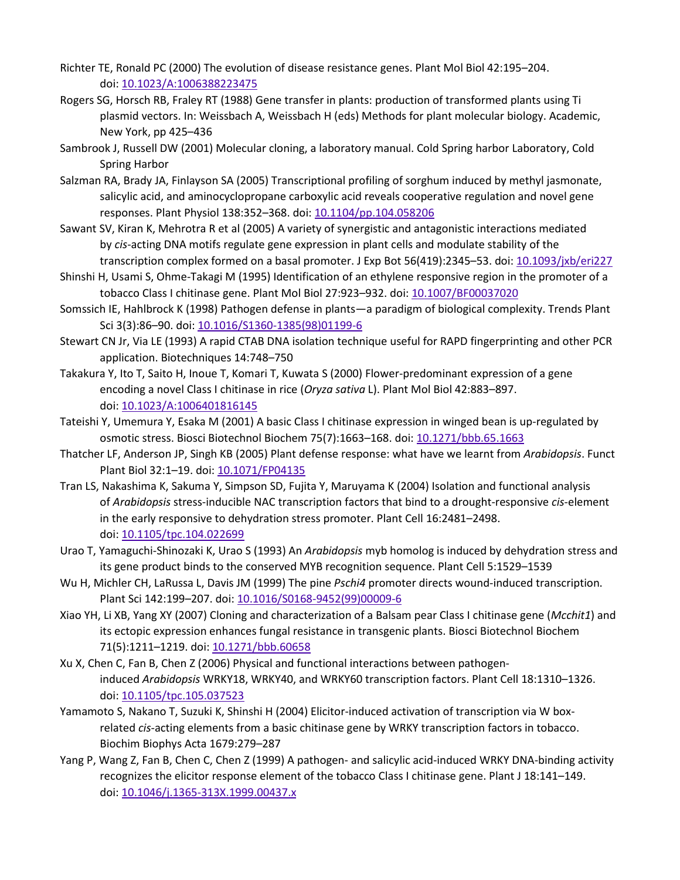Richter TE, Ronald PC (2000) The evolution of disease resistance genes. Plant Mol Biol 42:195–204. doi: 10.1023/A:1006388223475

Rogers SG, Horsch RB, Fraley RT (1988) Gene transfer in plants: production of transformed plants using Ti plasmid vectors. In: Weissbach A, Weissbach H (eds) Methods for plant molecular biology. Academic, New York, pp 425–436

Sambrook J, Russell DW (2001) Molecular cloning, a laboratory manual. Cold Spring harbor Laboratory, Cold Spring Harbor

Salzman RA, Brady JA, Finlayson SA (2005) Transcriptional profiling of sorghum induced by methyl jasmonate, salicylic acid, and aminocyclopropane carboxylic acid reveals cooperative regulation and novel gene responses. Plant Physiol 138:352–368. doi: 10.1104/pp.104.058206

Sawant SV, Kiran K, Mehrotra R et al (2005) A variety of synergistic and antagonistic interactions mediated by *cis*-acting DNA motifs regulate gene expression in plant cells and modulate stability of the transcription complex formed on a basal promoter. J Exp Bot 56(419):2345–53. doi: 10.1093/jxb/eri227

Shinshi H, Usami S, Ohme-Takagi M (1995) Identification of an ethylene responsive region in the promoter of a tobacco Class I chitinase gene. Plant Mol Biol 27:923–932. doi: 10.1007/BF00037020

Somssich IE, Hahlbrock K (1998) Pathogen defense in plants—a paradigm of biological complexity. Trends Plant Sci 3(3):86–90. doi: 10.1016/S1360-1385(98)01199-6

Stewart CN Jr, Via LE (1993) A rapid CTAB DNA isolation technique useful for RAPD fingerprinting and other PCR application. Biotechniques 14:748–750

Takakura Y, Ito T, Saito H, Inoue T, Komari T, Kuwata S (2000) Flower-predominant expression of a gene encoding a novel Class I chitinase in rice (*Oryza sativa* L). Plant Mol Biol 42:883–897. doi: 10.1023/A:1006401816145

Tateishi Y, Umemura Y, Esaka M (2001) A basic Class I chitinase expression in winged bean is up-regulated by osmotic stress. Biosci Biotechnol Biochem 75(7):1663–168. doi: 10.1271/bbb.65.1663

Thatcher LF, Anderson JP, Singh KB (2005) Plant defense response: what have we learnt from *Arabidopsis*. Funct Plant Biol 32:1–19. doi: 10.1071/FP04135

Tran LS, Nakashima K, Sakuma Y, Simpson SD, Fujita Y, Maruyama K (2004) Isolation and functional analysis of *Arabidopsis* stress-inducible NAC transcription factors that bind to a drought-responsive *cis*-element in the early responsive to dehydration stress promoter. Plant Cell 16:2481–2498. doi: 10.1105/tpc.104.022699

Urao T, Yamaguchi-Shinozaki K, Urao S (1993) An *Arabidopsis* myb homolog is induced by dehydration stress and its gene product binds to the conserved MYB recognition sequence. Plant Cell 5:1529–1539

Wu H, Michler CH, LaRussa L, Davis JM (1999) The pine *Pschi4* promoter directs wound-induced transcription. Plant Sci 142:199–207. doi: 10.1016/S0168-9452(99)00009-6

Xiao YH, Li XB, Yang XY (2007) Cloning and characterization of a Balsam pear Class I chitinase gene (*Mcchit1*) and its ectopic expression enhances fungal resistance in transgenic plants. Biosci Biotechnol Biochem 71(5):1211–1219. doi: 10.1271/bbb.60658

Xu X, Chen C, Fan B, Chen Z (2006) Physical and functional interactions between pathogen-induced *Arabidopsis* WRKY18, WRKY40, and WRKY60 transcription factors. Plant Cell 18:1310–1326. doi: 10.1105/tpc.105.037523

Yamamoto S, Nakano T, Suzuki K, Shinshi H (2004) Elicitor-induced activation of transcription via W box-related *cis*-acting elements from a basic chitinase gene by WRKY transcription factors in tobacco. Biochim Biophys Acta 1679:279–287

Yang P, Wang Z, Fan B, Chen C, Chen Z (1999) A pathogen- and salicylic acid-induced WRKY DNA-binding activity recognizes the elicitor response element of the tobacco Class I chitinase gene. Plant J 18:141–149. doi: 10.1046/j.1365-313X.1999.00437.x